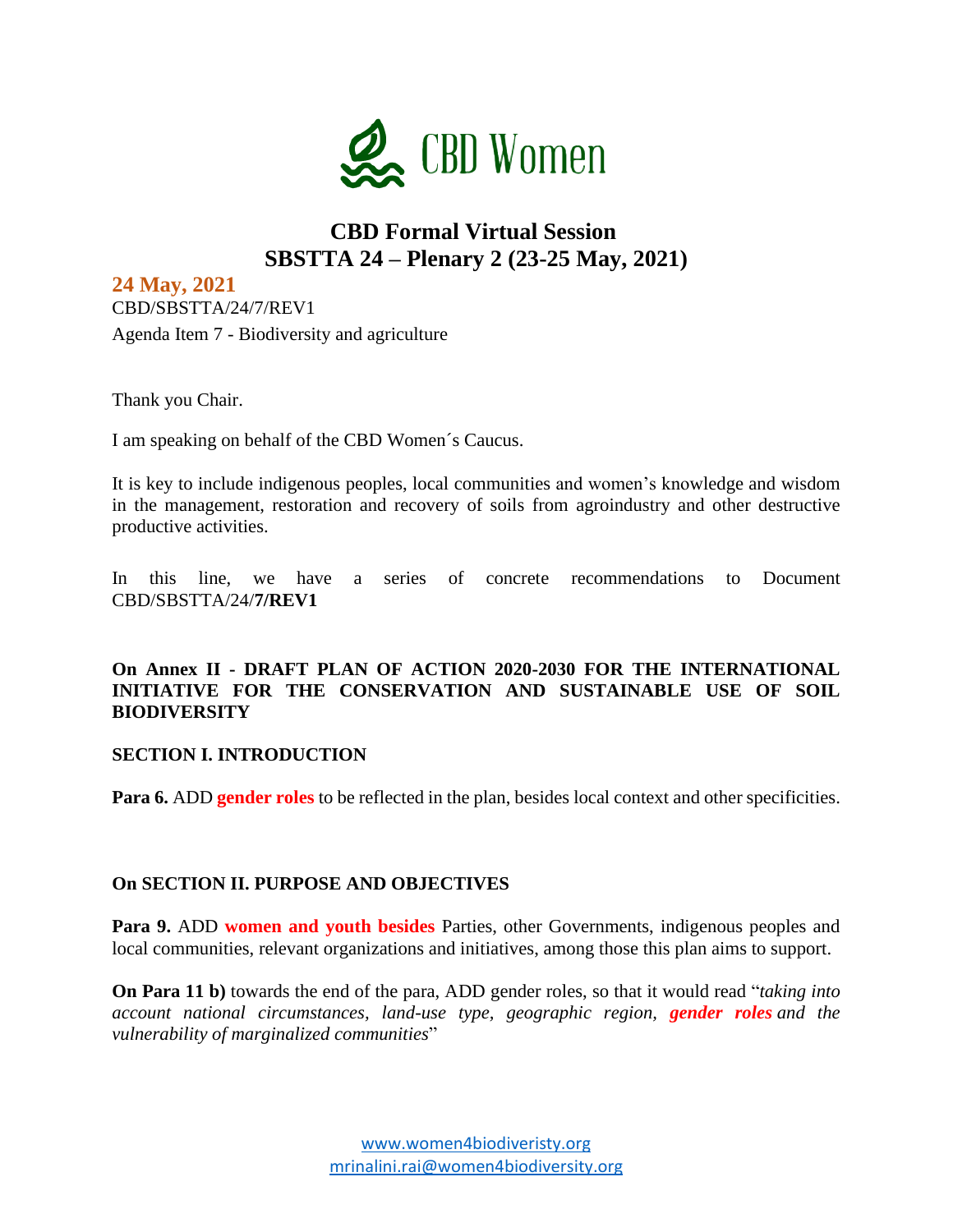CBD Women

# CBD Formal Virtual Session
# SBSTTA 24 – Plenary 2 (23-25 May, 2021)

**24 May, 2021**

CBD/SBSTTA/24/7/REV1

Agenda Item 7 - Biodiversity and agriculture

Thank you Chair.

I am speaking on behalf of the CBD Women´s Caucus.

It is key to include indigenous peoples, local communities and women's knowledge and wisdom in the management, restoration and recovery of soils from agroindustry and other destructive productive activities.

In this line, we have a series of concrete recommendations to Document CBD/SBSTTA/24/**7/REV1**

**On Annex II - DRAFT PLAN OF ACTION 2020-2030 FOR THE INTERNATIONAL INITIATIVE FOR THE CONSERVATION AND SUSTAINABLE USE OF SOIL BIODIVERSITY**

**SECTION I. INTRODUCTION**

**Para 6.** ADD **gender roles** to be reflected in the plan, besides local context and other specificities.

**On SECTION II. PURPOSE AND OBJECTIVES**

**Para 9.** ADD **women and youth besides** Parties, other Governments, indigenous peoples and local communities, relevant organizations and initiatives, among those this plan aims to support.

**On Para 11 b)** towards the end of the para, ADD gender roles, so that it would read "*taking into account national circumstances, land-use type, geographic region, **gender roles** and the vulnerability of marginalized communities*"

www.women4biodiveristy.org
mrinalini.rai@women4biodiversity.org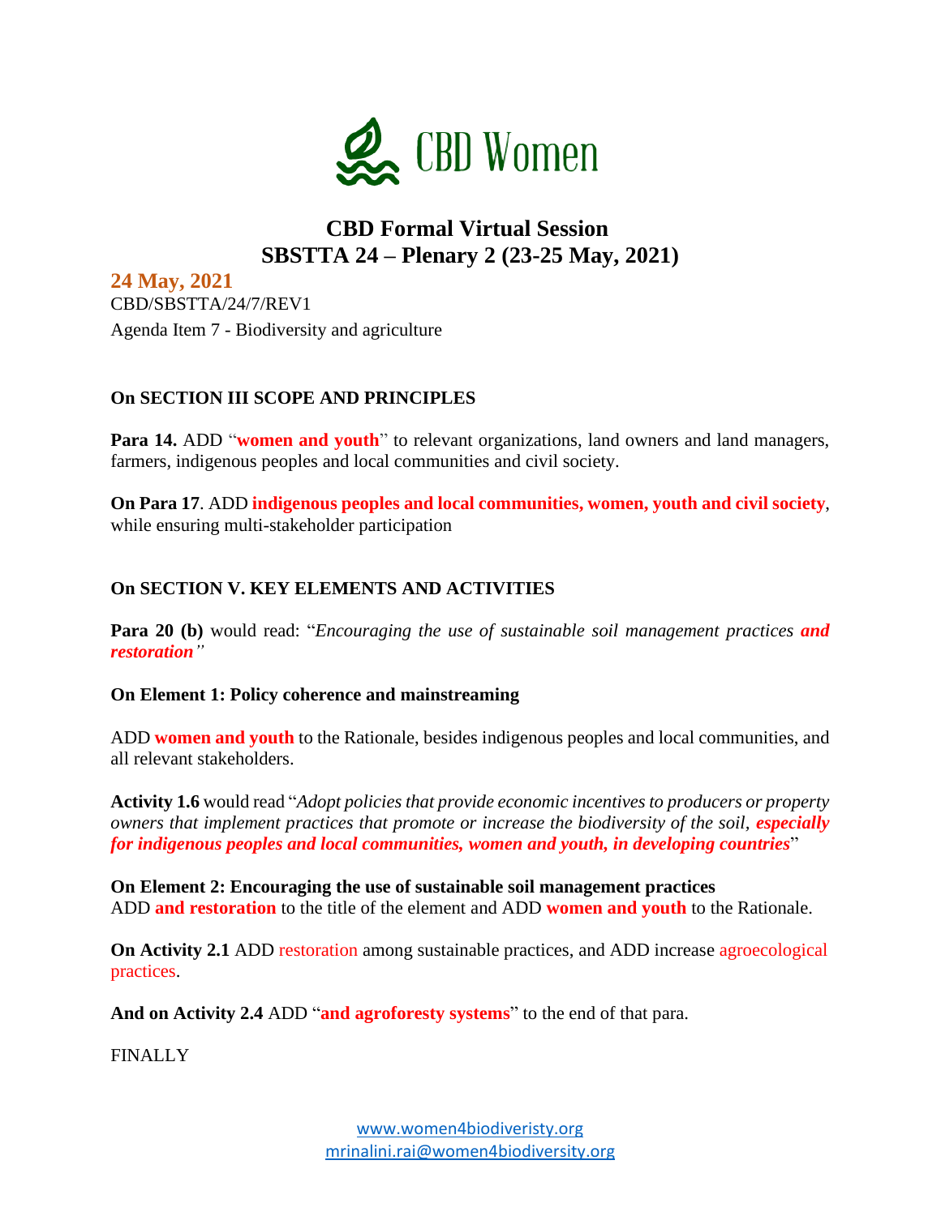CBD Women

# CBD Formal Virtual Session
# SBSTTA 24 – Plenary 2 (23-25 May, 2021)

**24 May, 2021**

CBD/SBSTTA/24/7/REV1

Agenda Item 7 - Biodiversity and agriculture

**On SECTION III SCOPE AND PRINCIPLES**

**Para 14.** ADD "**women and youth**" to relevant organizations, land owners and land managers, farmers, indigenous peoples and local communities and civil society.

**On Para 17**. ADD **indigenous peoples and local communities, women, youth and civil society**, while ensuring multi-stakeholder participation

**On SECTION V. KEY ELEMENTS AND ACTIVITIES**

**Para 20 (b)** would read: "*Encouraging the use of sustainable soil management practices **and restoration**"*

**On Element 1: Policy coherence and mainstreaming**

ADD **women and youth** to the Rationale, besides indigenous peoples and local communities, and all relevant stakeholders.

**Activity 1.6** would read "*Adopt policies that provide economic incentives to producers or property owners that implement practices that promote or increase the biodiversity of the soil, **especially for indigenous peoples and local communities, women and youth, in developing countries***"

**On Element 2: Encouraging the use of sustainable soil management practices**
ADD **and restoration** to the title of the element and ADD **women and youth** to the Rationale.

**On Activity 2.1** ADD restoration among sustainable practices, and ADD increase agroecological practices.

**And on Activity 2.4** ADD "**and agroforesty systems**" to the end of that para.

FINALLY

www.women4biodiveristy.org
mrinalini.rai@women4biodiversity.org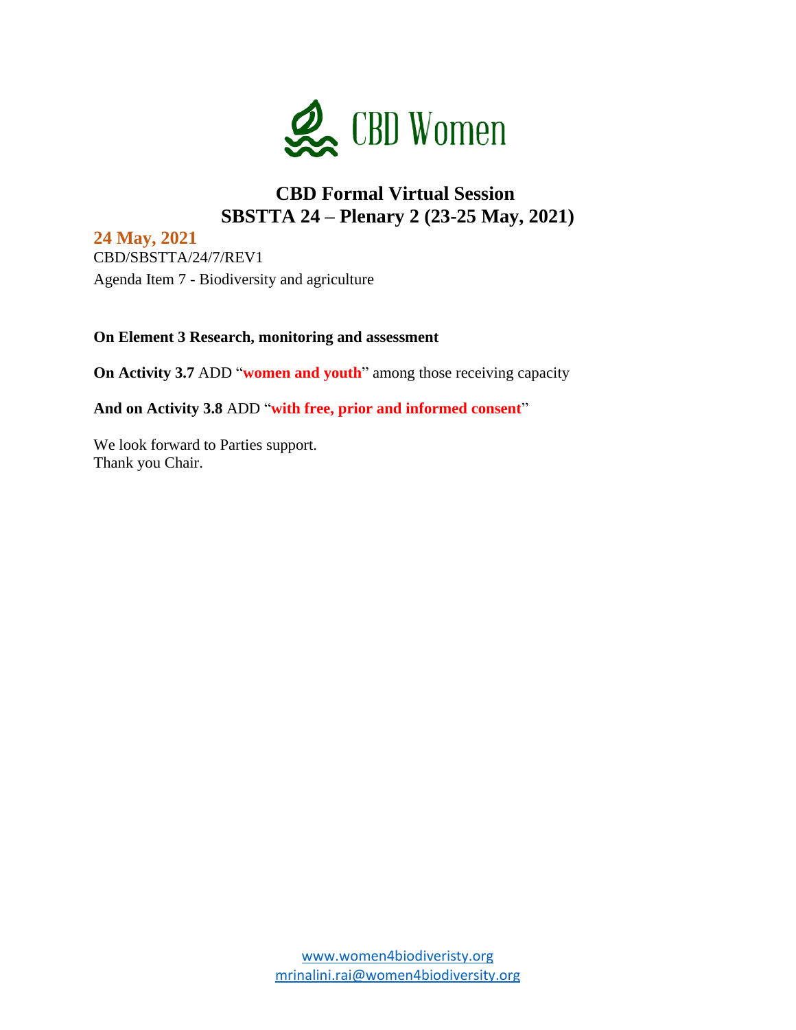CBD Women

# CBD Formal Virtual Session
# SBSTTA 24 – Plenary 2 (23-25 May, 2021)

**24 May, 2021**

CBD/SBSTTA/24/7/REV1

Agenda Item 7 - Biodiversity and agriculture

**On Element 3 Research, monitoring and assessment**

**On Activity 3.7** ADD "**women and youth**" among those receiving capacity

**And on Activity 3.8** ADD "**with free, prior and informed consent**"

We look forward to Parties support.
Thank you Chair.

www.women4biodiveristy.org
mrinalini.rai@women4biodiversity.org